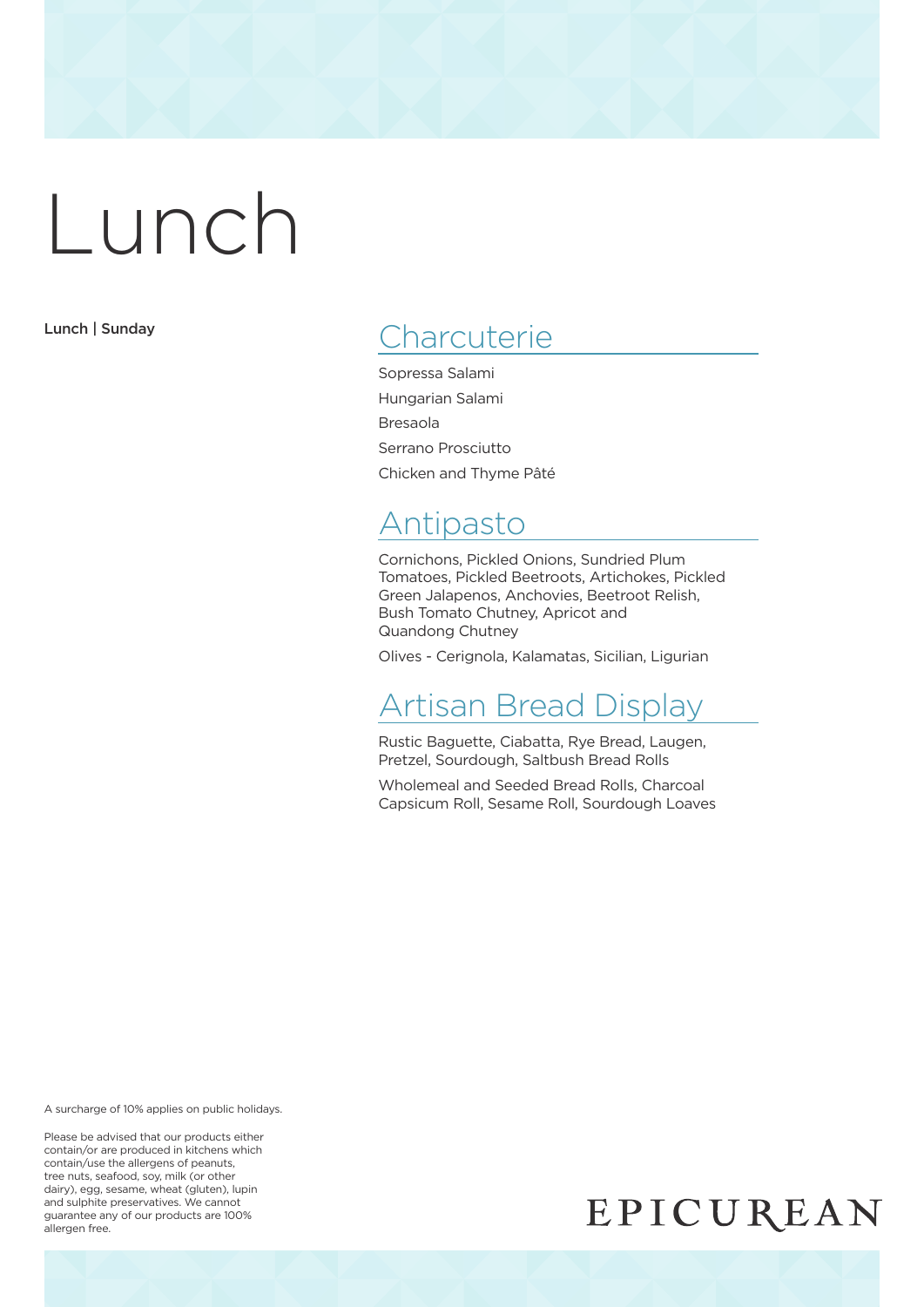# Lunch

**Lunch | Sunday**

## Charcuterie

Sopressa Salami

Hungarian Salami

Bresaola

Serrano Prosciutto

Chicken and Thyme Pâté

## Antipasto

Cornichons, Pickled Onions, Sundried Plum Tomatoes, Pickled Beetroots, Artichokes, Pickled Green Jalapenos, Anchovies, Beetroot Relish, Bush Tomato Chutney, Apricot and Quandong Chutney

Olives - Cerignola, Kalamatas, Sicilian, Ligurian

## Artisan Bread Display

Rustic Baguette, Ciabatta, Rye Bread, Laugen, Pretzel, Sourdough, Saltbush Bread Rolls

Wholemeal and Seeded Bread Rolls, Charcoal Capsicum Roll, Sesame Roll, Sourdough Loaves

A surcharge of 10% applies on public holidays.

Please be advised that our products either contain/or are produced in kitchens which contain/use the allergens of peanuts, tree nuts, seafood, soy, milk (or other dairy), egg, sesame, wheat (gluten), lupin and sulphite preservatives. We cannot guarantee any of our products are 100% allergen free.

EPICUREAN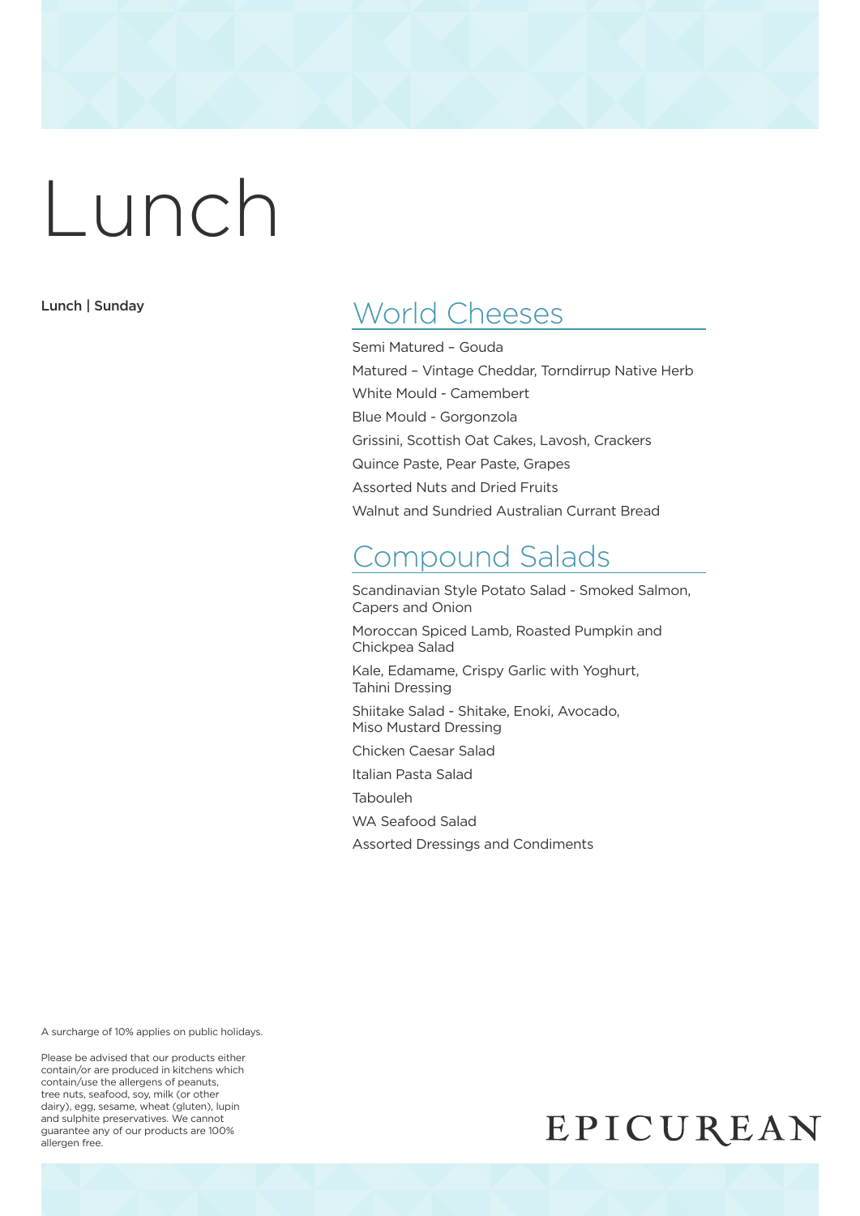# Lunch

**Lunch | Sunday**

## World Cheeses

Semi Matured – Gouda

Matured – Vintage Cheddar, Torndirrup Native Herb

White Mould - Camembert

Blue Mould - Gorgonzola

Grissini, Scottish Oat Cakes, Lavosh, Crackers

Quince Paste, Pear Paste, Grapes

Assorted Nuts and Dried Fruits

Walnut and Sundried Australian Currant Bread

## Compound Salads

Scandinavian Style Potato Salad - Smoked Salmon, Capers and Onion

Moroccan Spiced Lamb, Roasted Pumpkin and Chickpea Salad

Kale, Edamame, Crispy Garlic with Yoghurt, Tahini Dressing

Shiitake Salad - Shitake, Enoki, Avocado, Miso Mustard Dressing

Chicken Caesar Salad

Italian Pasta Salad

Tabouleh

WA Seafood Salad

Assorted Dressings and Condiments

A surcharge of 10% applies on public holidays.

Please be advised that our products either contain/or are produced in kitchens which contain/use the allergens of peanuts, tree nuts, seafood, soy, milk (or other dairy), egg, sesame, wheat (gluten), lupin and sulphite preservatives. We cannot guarantee any of our products are 100% allergen free.

EPICUREAN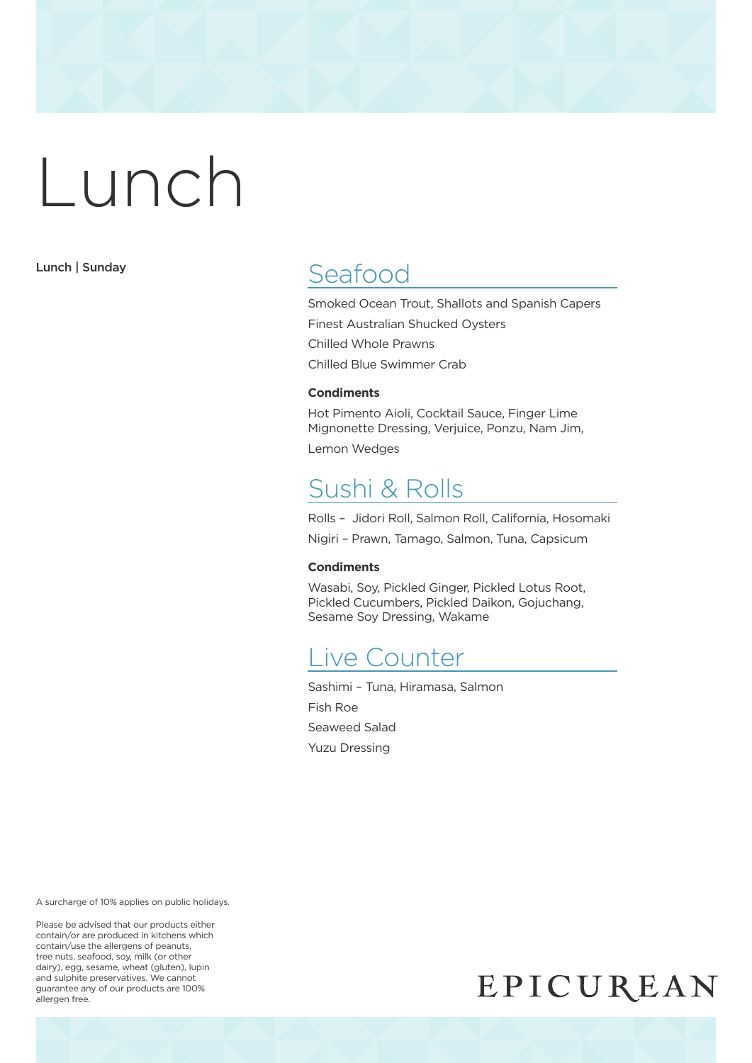# Lunch

**Lunch | Sunday**

## Seafood

Smoked Ocean Trout, Shallots and Spanish Capers

Finest Australian Shucked Oysters

Chilled Whole Prawns

Chilled Blue Swimmer Crab

**Condiments**

Hot Pimento Aioli, Cocktail Sauce, Finger Lime Mignonette Dressing, Verjuice, Ponzu, Nam Jim,

Lemon Wedges

## Sushi & Rolls

Rolls – Jidori Roll, Salmon Roll, California, Hosomaki

Nigiri – Prawn, Tamago, Salmon, Tuna, Capsicum

**Condiments**

Wasabi, Soy, Pickled Ginger, Pickled Lotus Root, Pickled Cucumbers, Pickled Daikon, Gojuchang, Sesame Soy Dressing, Wakame

## Live Counter

Sashimi – Tuna, Hiramasa, Salmon

Fish Roe

Seaweed Salad

Yuzu Dressing

A surcharge of 10% applies on public holidays.

Please be advised that our products either contain/or are produced in kitchens which contain/use the allergens of peanuts, tree nuts, seafood, soy, milk (or other dairy), egg, sesame, wheat (gluten), lupin and sulphite preservatives. We cannot guarantee any of our products are 100% allergen free.

EPICUREAN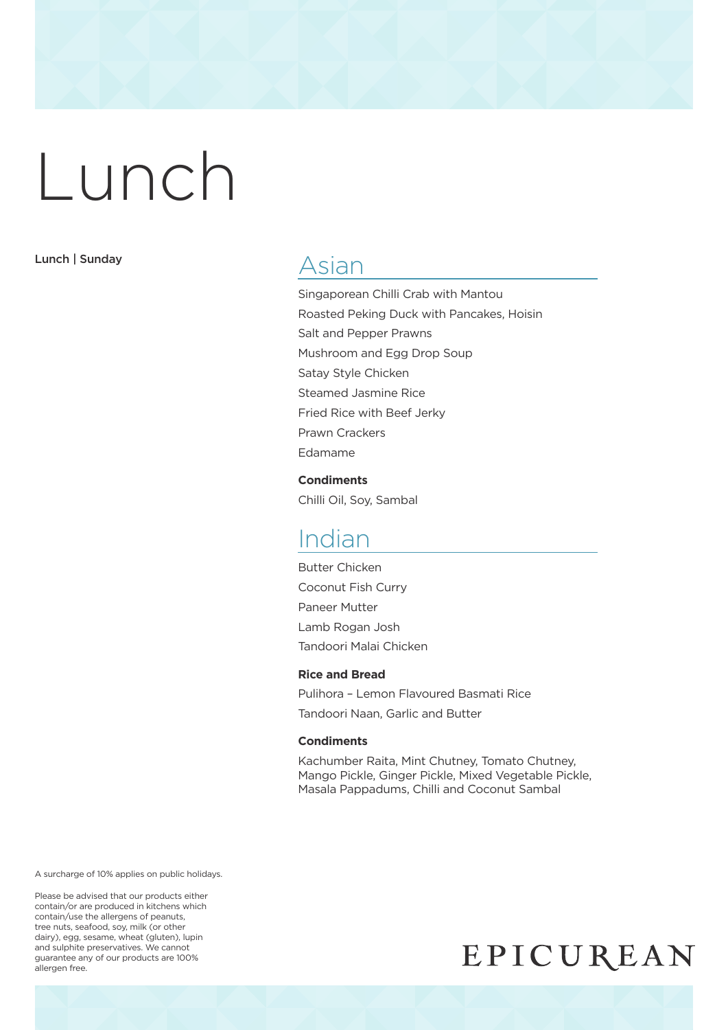# Lunch

**Lunch | Sunday**

## Asian

Singaporean Chilli Crab with Mantou
Roasted Peking Duck with Pancakes, Hoisin
Salt and Pepper Prawns
Mushroom and Egg Drop Soup
Satay Style Chicken
Steamed Jasmine Rice
Fried Rice with Beef Jerky
Prawn Crackers
Edamame

**Condiments**

Chilli Oil, Soy, Sambal

## Indian

Butter Chicken
Coconut Fish Curry
Paneer Mutter
Lamb Rogan Josh
Tandoori Malai Chicken

**Rice and Bread**

Pulihora – Lemon Flavoured Basmati Rice
Tandoori Naan, Garlic and Butter

**Condiments**

Kachumber Raita, Mint Chutney, Tomato Chutney, Mango Pickle, Ginger Pickle, Mixed Vegetable Pickle, Masala Pappadums, Chilli and Coconut Sambal

A surcharge of 10% applies on public holidays.

Please be advised that our products either contain/or are produced in kitchens which contain/use the allergens of peanuts, tree nuts, seafood, soy, milk (or other dairy), egg, sesame, wheat (gluten), lupin and sulphite preservatives. We cannot guarantee any of our products are 100% allergen free.

EPICUREAN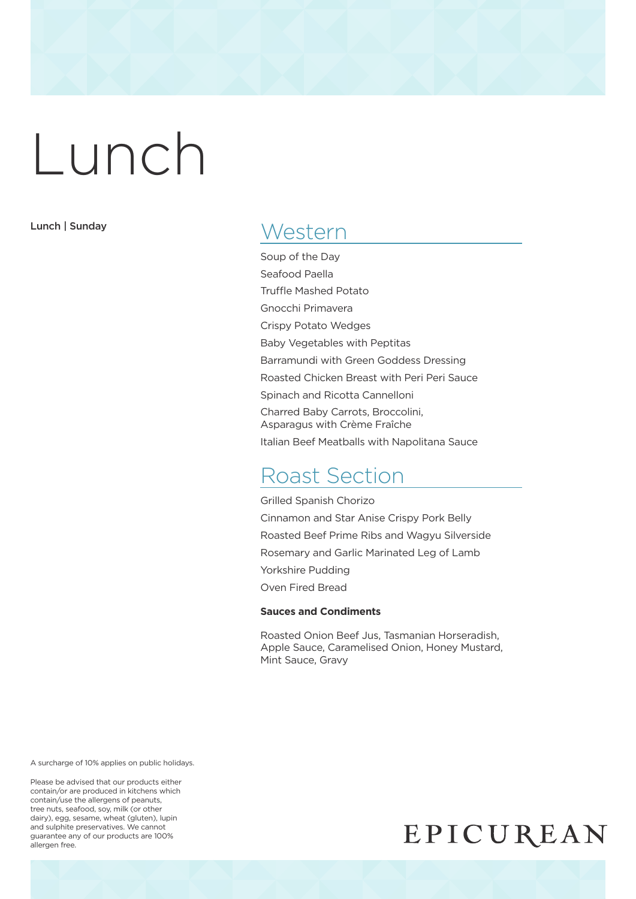# Lunch

**Lunch | Sunday**

## Western

Soup of the Day

Seafood Paella

Truffle Mashed Potato

Gnocchi Primavera

Crispy Potato Wedges

Baby Vegetables with Peptitas

Barramundi with Green Goddess Dressing

Roasted Chicken Breast with Peri Peri Sauce

Spinach and Ricotta Cannelloni

Charred Baby Carrots, Broccolini, Asparagus with Crème Fraîche

Italian Beef Meatballs with Napolitana Sauce

## Roast Section

Grilled Spanish Chorizo

Cinnamon and Star Anise Crispy Pork Belly

Roasted Beef Prime Ribs and Wagyu Silverside

Rosemary and Garlic Marinated Leg of Lamb

Yorkshire Pudding

Oven Fired Bread

**Sauces and Condiments**

Roasted Onion Beef Jus, Tasmanian Horseradish, Apple Sauce, Caramelised Onion, Honey Mustard, Mint Sauce, Gravy

A surcharge of 10% applies on public holidays.

Please be advised that our products either contain/or are produced in kitchens which contain/use the allergens of peanuts, tree nuts, seafood, soy, milk (or other dairy), egg, sesame, wheat (gluten), lupin and sulphite preservatives. We cannot guarantee any of our products are 100% allergen free.

EPICUREAN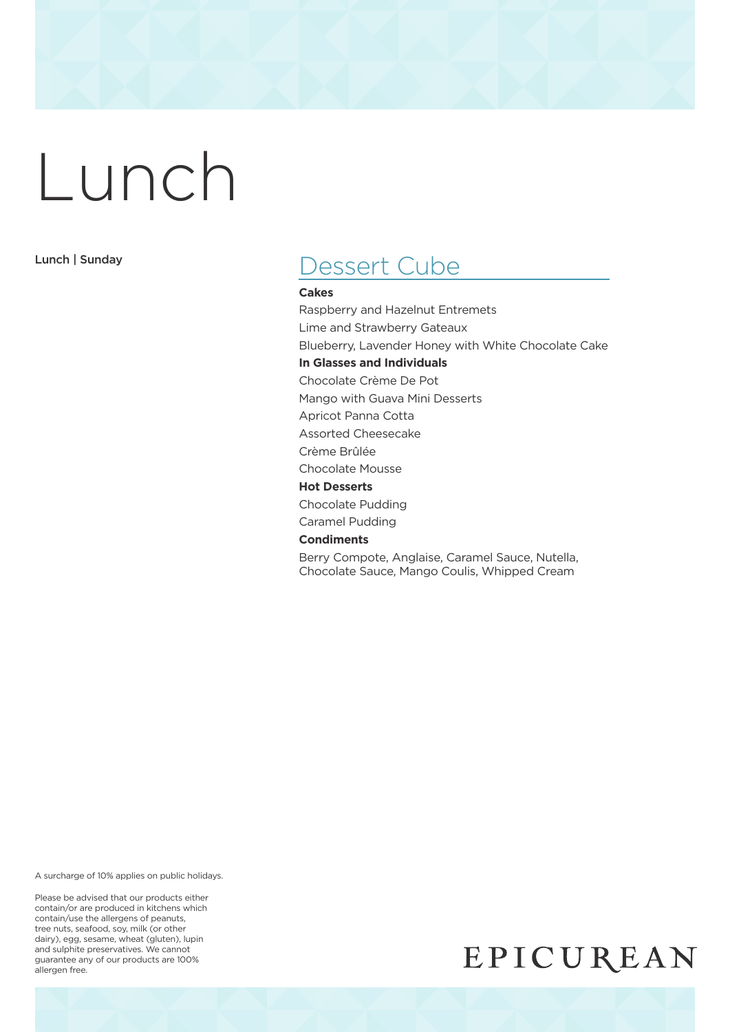# Lunch

Lunch | Sunday

## Dessert Cube

**Cakes**

Raspberry and Hazelnut Entremets

Lime and Strawberry Gateaux

Blueberry, Lavender Honey with White Chocolate Cake

**In Glasses and Individuals**

Chocolate Crème De Pot

Mango with Guava Mini Desserts

Apricot Panna Cotta

Assorted Cheesecake

Crème Brûlée

Chocolate Mousse

**Hot Desserts**

Chocolate Pudding

Caramel Pudding

**Condiments**

Berry Compote, Anglaise, Caramel Sauce, Nutella, Chocolate Sauce, Mango Coulis, Whipped Cream

A surcharge of 10% applies on public holidays.

Please be advised that our products either contain/or are produced in kitchens which contain/use the allergens of peanuts, tree nuts, seafood, soy, milk (or other dairy), egg, sesame, wheat (gluten), lupin and sulphite preservatives. We cannot guarantee any of our products are 100% allergen free.

EPICUREAN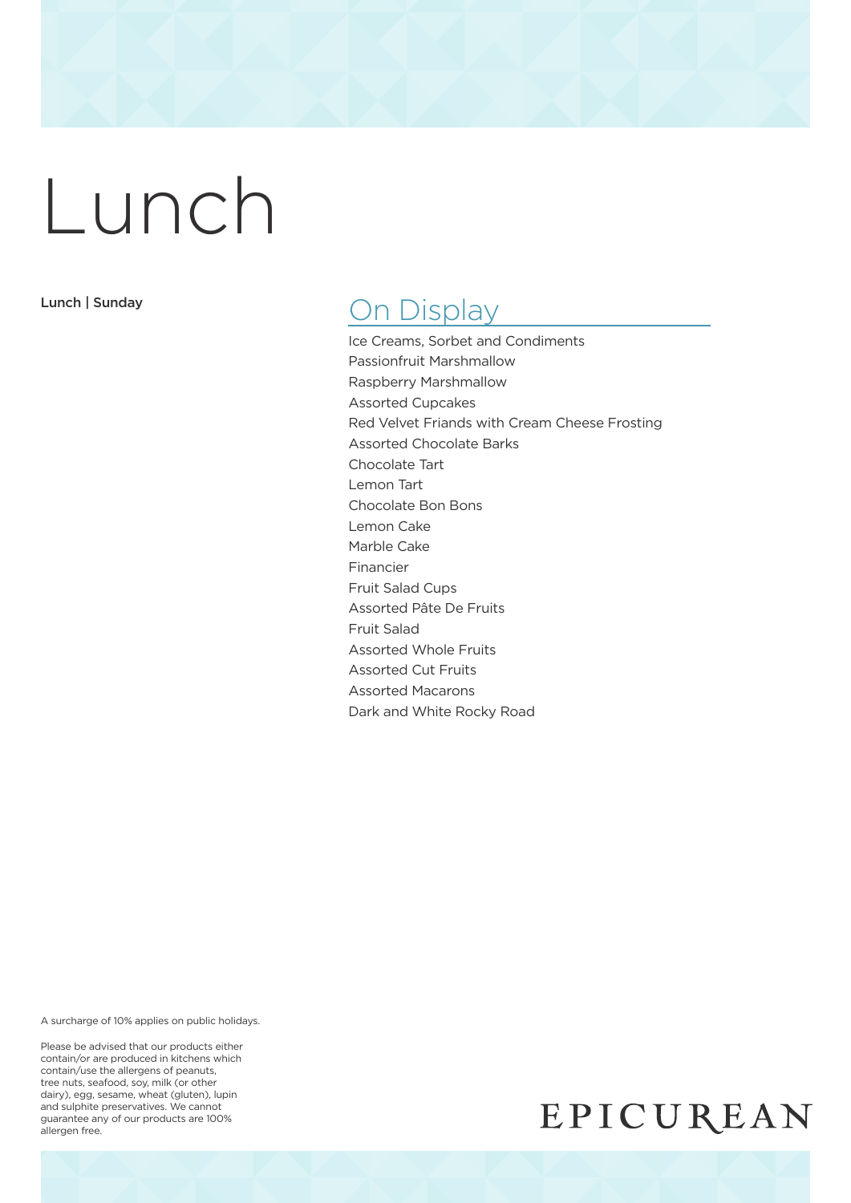# Lunch

**Lunch | Sunday**

## On Display

Ice Creams, Sorbet and Condiments
Passionfruit Marshmallow
Raspberry Marshmallow
Assorted Cupcakes
Red Velvet Friands with Cream Cheese Frosting
Assorted Chocolate Barks
Chocolate Tart
Lemon Tart
Chocolate Bon Bons
Lemon Cake
Marble Cake
Financier
Fruit Salad Cups
Assorted Pâte De Fruits
Fruit Salad
Assorted Whole Fruits
Assorted Cut Fruits
Assorted Macarons
Dark and White Rocky Road

A surcharge of 10% applies on public holidays.

Please be advised that our products either contain/or are produced in kitchens which contain/use the allergens of peanuts, tree nuts, seafood, soy, milk (or other dairy), egg, sesame, wheat (gluten), lupin and sulphite preservatives. We cannot guarantee any of our products are 100% allergen free.

EPICUREAN